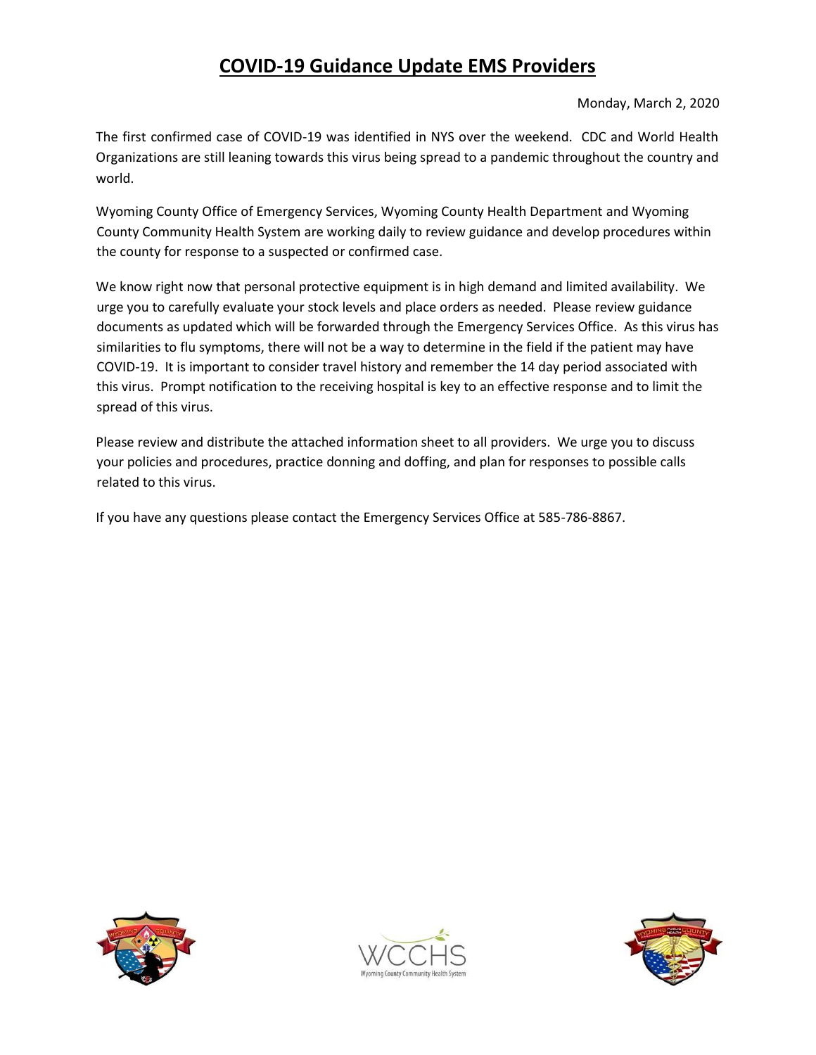# COVID-19 Guidance Update EMS Providers

Monday, March 2, 2020

The first confirmed case of COVID-19 was identified in NYS over the weekend. CDC and World Health Organizations are still leaning towards this virus being spread to a pandemic throughout the country and world.

Wyoming County Office of Emergency Services, Wyoming County Health Department and Wyoming County Community Health System are working daily to review guidance and develop procedures within the county for response to a suspected or confirmed case.

We know right now that personal protective equipment is in high demand and limited availability. We urge you to carefully evaluate your stock levels and place orders as needed. Please review guidance documents as updated which will be forwarded through the Emergency Services Office. As this virus has similarities to flu symptoms, there will not be a way to determine in the field if the patient may have COVID-19. It is important to consider travel history and remember the 14 day period associated with this virus. Prompt notification to the receiving hospital is key to an effective response and to limit the spread of this virus.

Please review and distribute the attached information sheet to all providers. We urge you to discuss your policies and procedures, practice donning and doffing, and plan for responses to possible calls related to this virus.

If you have any questions please contact the Emergency Services Office at 585-786-8867.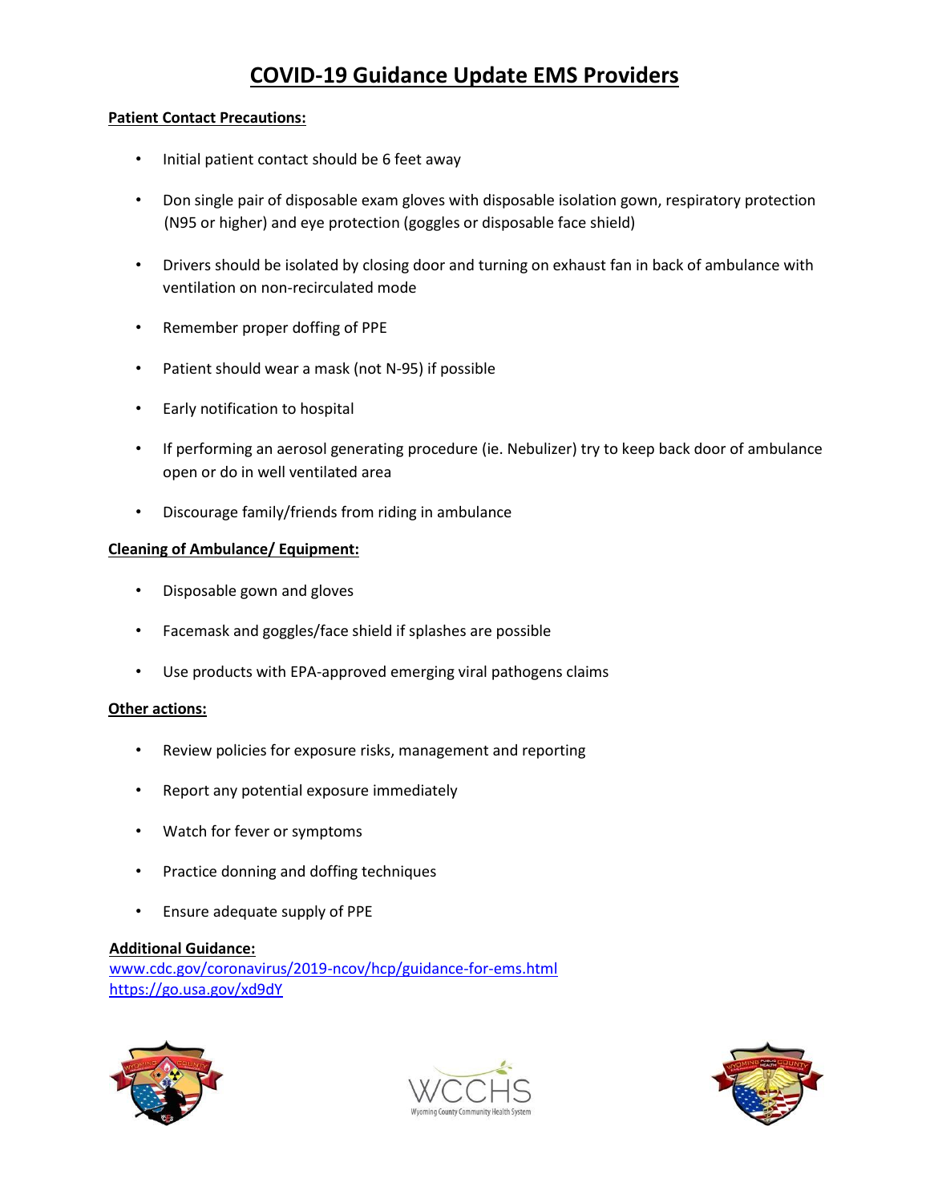# COVID-19 Guidance Update EMS Providers

**Patient Contact Precautions:**

- Initial patient contact should be 6 feet away
- Don single pair of disposable exam gloves with disposable isolation gown, respiratory protection (N95 or higher) and eye protection (goggles or disposable face shield)
- Drivers should be isolated by closing door and turning on exhaust fan in back of ambulance with ventilation on non-recirculated mode
- Remember proper doffing of PPE
- Patient should wear a mask (not N-95) if possible
- Early notification to hospital
- If performing an aerosol generating procedure (ie. Nebulizer) try to keep back door of ambulance open or do in well ventilated area
- Discourage family/friends from riding in ambulance

**Cleaning of Ambulance/ Equipment:**

- Disposable gown and gloves
- Facemask and goggles/face shield if splashes are possible
- Use products with EPA-approved emerging viral pathogens claims

**Other actions:**

- Review policies for exposure risks, management and reporting
- Report any potential exposure immediately
- Watch for fever or symptoms
- Practice donning and doffing techniques
- Ensure adequate supply of PPE

**Additional Guidance:**

www.cdc.gov/coronavirus/2019-ncov/hcp/guidance-for-ems.html
https://go.usa.gov/xd9dY

WCCHS
Wyoming County Community Health System